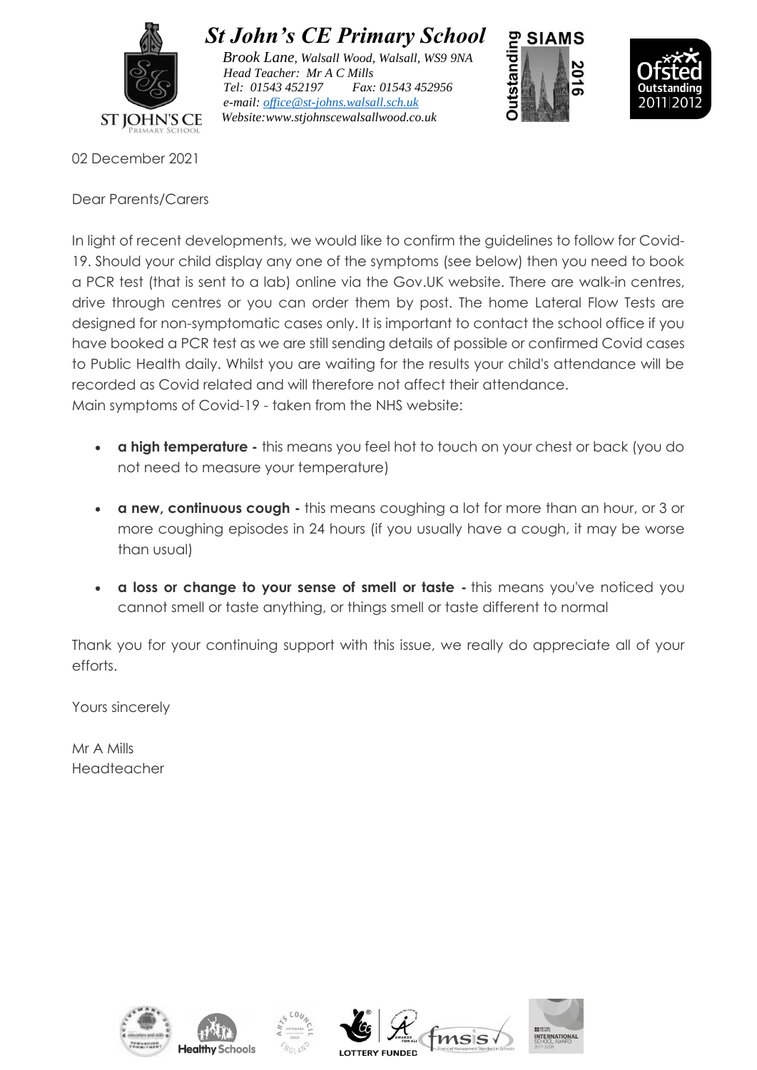# St John's CE Primary School

*Brook Lane, Walsall Wood, Walsall, WS9 9NA*
*Head Teacher: Mr A C Mills*
*Tel: 01543 452197 Fax: 01543 452956*
*e-mail: office@st-johns.walsall.sch.uk*
*Website:www.stjohnscewalsallwood.co.uk*

02 December 2021

Dear Parents/Carers

In light of recent developments, we would like to confirm the guidelines to follow for Covid-19. Should your child display any one of the symptoms (see below) then you need to book a PCR test (that is sent to a lab) online via the Gov.UK website. There are walk-in centres, drive through centres or you can order them by post. The home Lateral Flow Tests are designed for non-symptomatic cases only. It is important to contact the school office if you have booked a PCR test as we are still sending details of possible or confirmed Covid cases to Public Health daily. Whilst you are waiting for the results your child's attendance will be recorded as Covid related and will therefore not affect their attendance.
Main symptoms of Covid-19 - taken from the NHS website:

- **a high temperature -** this means you feel hot to touch on your chest or back (you do not need to measure your temperature)
- **a new, continuous cough -** this means coughing a lot for more than an hour, or 3 or more coughing episodes in 24 hours (if you usually have a cough, it may be worse than usual)
- **a loss or change to your sense of smell or taste -** this means you've noticed you cannot smell or taste anything, or things smell or taste different to normal

Thank you for your continuing support with this issue, we really do appreciate all of your efforts.

Yours sincerely

Mr A Mills
Headteacher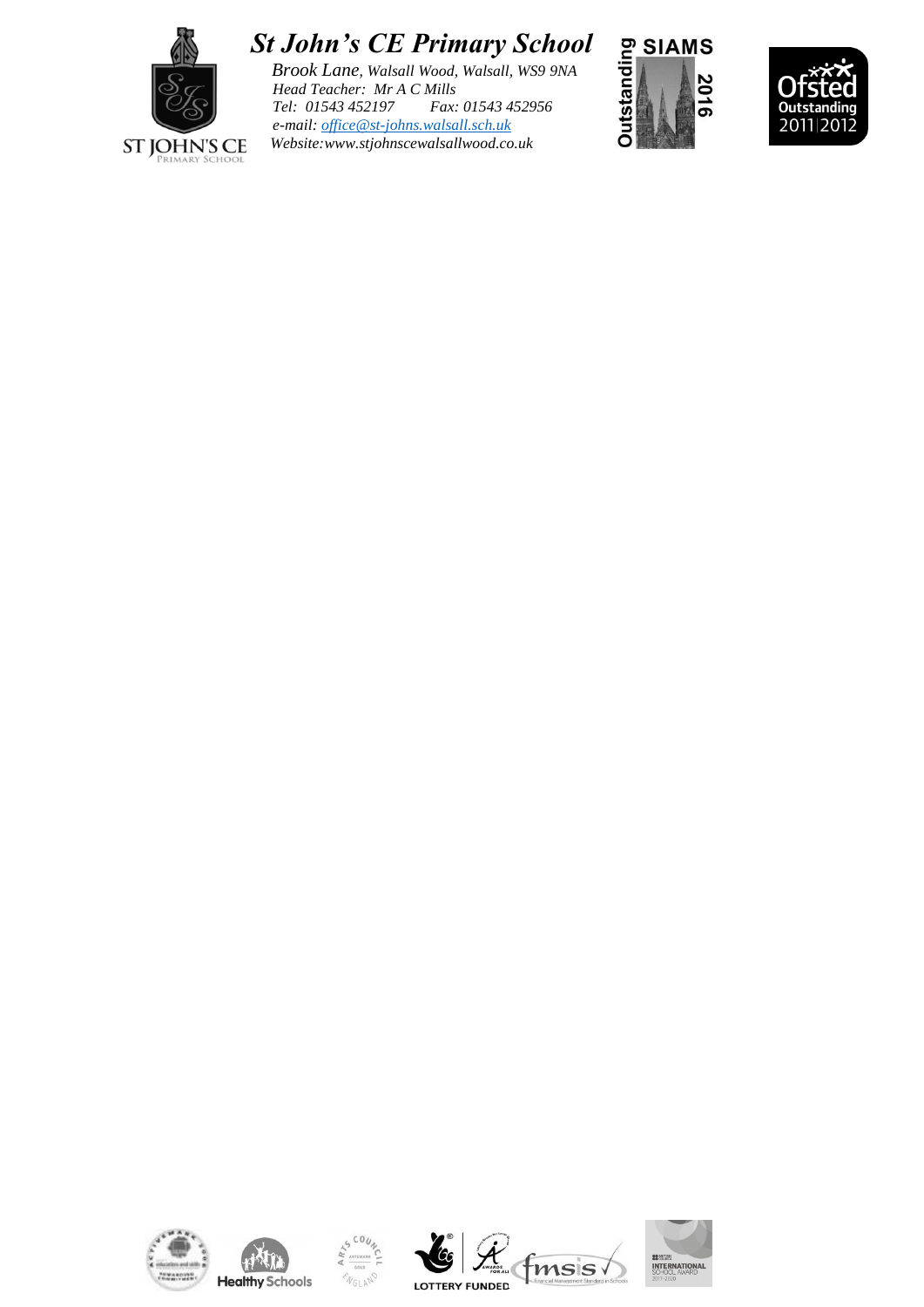# St John's CE Primary School

*Brook Lane, Walsall Wood, Walsall, WS9 9NA*
*Head Teacher: Mr A C Mills*
*Tel: 01543 452197 Fax: 01543 452956*
*e-mail: office@st-johns.walsall.sch.uk*
*Website:www.stjohnscewalsallwood.co.uk*

ST JOHN'S CE
PRIMARY SCHOOL

SIAMS Outstanding 2016

Ofsted Outstanding 2011|2012

Healthy Schools

LOTTERY FUNDED

fmsis

INTERNATIONAL SCHOOL AWARD